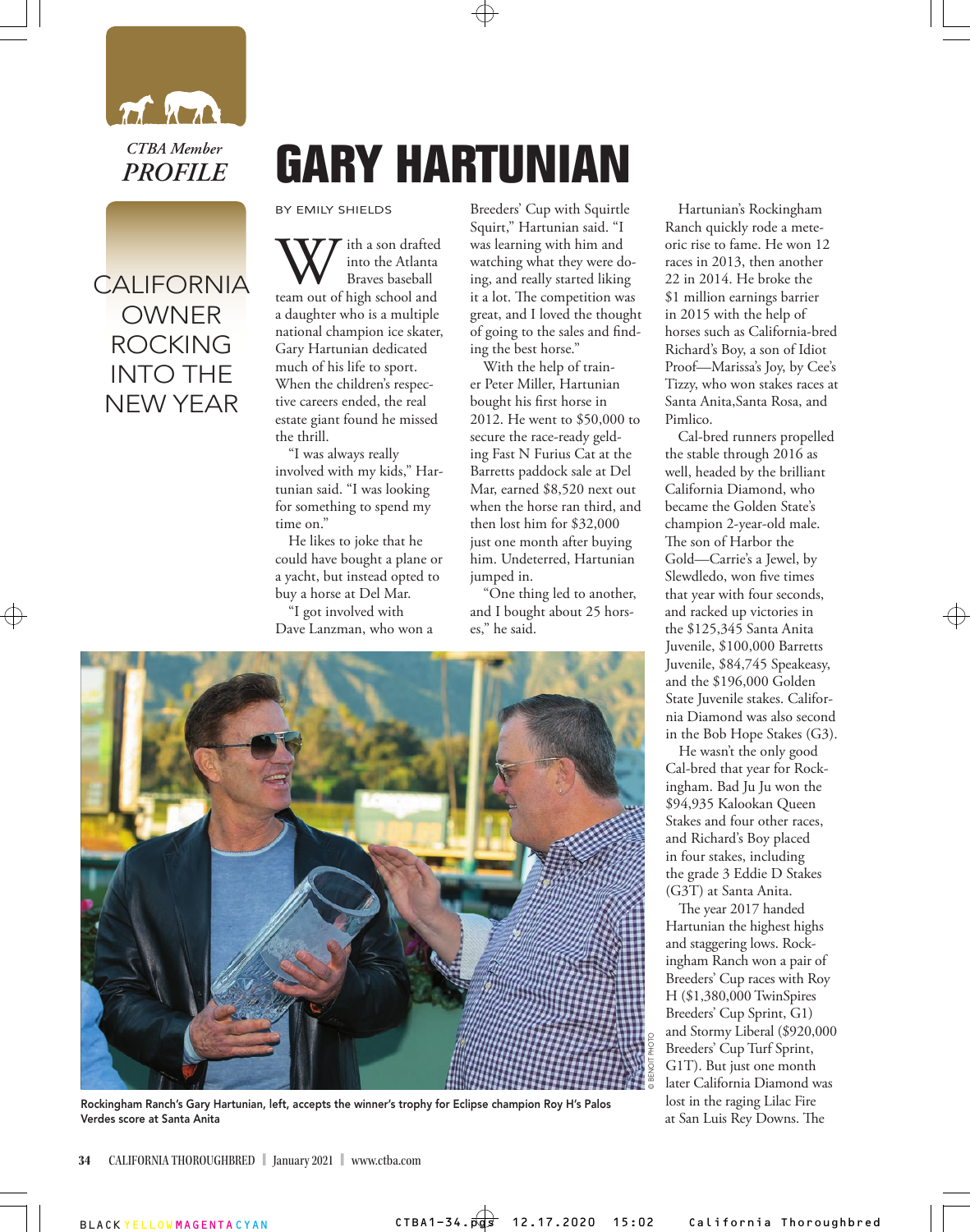*CTBA Member*
***PROFILE***

# GARY HARTUNIAN

## CALIFORNIA OWNER ROCKING INTO THE NEW YEAR

BY EMILY SHIELDS

With a son drafted into the Atlanta Braves baseball team out of high school and a daughter who is a multiple national champion ice skater, Gary Hartunian dedicated much of his life to sport. When the children's respective careers ended, the real estate giant found he missed the thrill.

"I was always really involved with my kids," Hartunian said. "I was looking for something to spend my time on."

He likes to joke that he could have bought a plane or a yacht, but instead opted to buy a horse at Del Mar.

"I got involved with Dave Lanzman, who won a Breeders' Cup with Squirtle Squirt," Hartunian said. "I was learning with him and watching what they were doing, and really started liking it a lot. The competition was great, and I loved the thought of going to the sales and finding the best horse."

With the help of trainer Peter Miller, Hartunian bought his first horse in 2012. He went to $50,000 to secure the race-ready gelding Fast N Furius Cat at the Barretts paddock sale at Del Mar, earned $8,520 next out when the horse ran third, and then lost him for $32,000 just one month after buying him. Undeterred, Hartunian jumped in.

"One thing led to another, and I bought about 25 horses," he said.

Hartunian's Rockingham Ranch quickly rode a meteoric rise to fame. He won 12 races in 2013, then another 22 in 2014. He broke the $1 million earnings barrier in 2015 with the help of horses such as California-bred Richard's Boy, a son of Idiot Proof—Marissa's Joy, by Cee's Tizzy, who won stakes races at Santa Anita,Santa Rosa, and Pimlico.

Cal-bred runners propelled the stable through 2016 as well, headed by the brilliant California Diamond, who became the Golden State's champion 2-year-old male. The son of Harbor the Gold—Carrie's a Jewel, by Slewdledo, won five times that year with four seconds, and racked up victories in the $125,345 Santa Anita Juvenile, $100,000 Barretts Juvenile, $84,745 Speakeasy, and the $196,000 Golden State Juvenile stakes. California Diamond was also second in the Bob Hope Stakes (G3).

He wasn't the only good Cal-bred that year for Rockingham. Bad Ju Ju won the $94,935 Kalookan Queen Stakes and four other races, and Richard's Boy placed in four stakes, including the grade 3 Eddie D Stakes (G3T) at Santa Anita.

The year 2017 handed Hartunian the highest highs and staggering lows. Rockingham Ranch won a pair of Breeders' Cup races with Roy H ($1,380,000 TwinSpires Breeders' Cup Sprint, G1) and Stormy Liberal ($920,000 Breeders' Cup Turf Sprint, G1T). But just one month later California Diamond was lost in the raging Lilac Fire at San Luis Rey Downs. The

© BENOIT PHOTO

Rockingham Ranch's Gary Hartunian, left, accepts the winner's trophy for Eclipse champion Roy H's Palos Verdes score at Santa Anita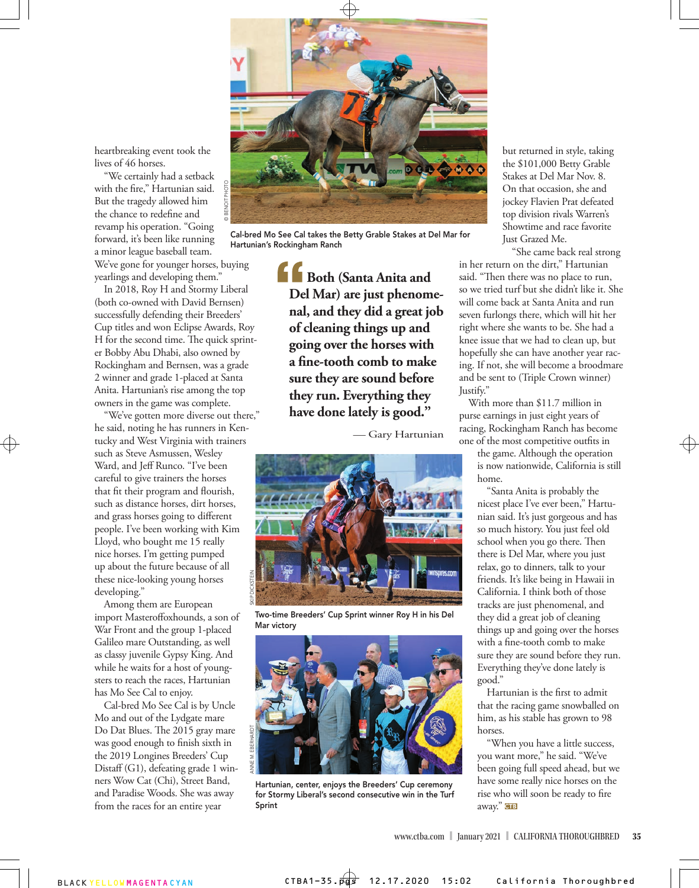heartbreaking event took the lives of 46 horses.

"We certainly had a setback with the fire," Hartunian said. But the tragedy allowed him the chance to redefine and revamp his operation. "Going forward, it's been like running a minor league baseball team. We've gone for younger horses, buying yearlings and developing them."

In 2018, Roy H and Stormy Liberal (both co-owned with David Bernsen) successfully defending their Breeders' Cup titles and won Eclipse Awards, Roy H for the second time. The quick sprinter Bobby Abu Dhabi, also owned by Rockingham and Bernsen, was a grade 2 winner and grade 1-placed at Santa Anita. Hartunian's rise among the top owners in the game was complete.

"We've gotten more diverse out there," he said, noting he has runners in Kentucky and West Virginia with trainers such as Steve Asmussen, Wesley Ward, and Jeff Runco. "I've been careful to give trainers the horses that fit their program and flourish, such as distance horses, dirt horses, and grass horses going to different people. I've been working with Kim Lloyd, who bought me 15 really nice horses. I'm getting pumped up about the future because of all these nice-looking young horses developing."

Among them are European import Masteroffoxhounds, a son of War Front and the group 1-placed Galileo mare Outstanding, as well as classy juvenile Gypsy King. And while he waits for a host of youngsters to reach the races, Hartunian has Mo See Cal to enjoy.

Cal-bred Mo See Cal is by Uncle Mo and out of the Lydgate mare Do Dat Blues. The 2015 gray mare was good enough to finish sixth in the 2019 Longines Breeders' Cup Distaff (G1), defeating grade 1 winners Wow Cat (Chi), Street Band, and Paradise Woods. She was away from the races for an entire year but returned in style, taking the $101,000 Betty Grable Stakes at Del Mar Nov. 8. On that occasion, she and jockey Flavien Prat defeated top division rivals Warren's Showtime and race favorite Just Grazed Me.

Cal-bred Mo See Cal takes the Betty Grable Stakes at Del Mar for Hartunian's Rockingham Ranch

> **"Both (Santa Anita and Del Mar) are just phenomenal, and they did a great job of cleaning things up and going over the horses with a fine-tooth comb to make sure they are sound before they run. Everything they have done lately is good."**
>
> — Gary Hartunian

"She came back real strong in her return on the dirt," Hartunian said. "Then there was no place to run, so we tried turf but she didn't like it. She will come back at Santa Anita and run seven furlongs there, which will hit her right where she wants to be. She had a knee issue that we had to clean up, but hopefully she can have another year racing. If not, she will become a broodmare and be sent to (Triple Crown winner) Justify."

With more than $11.7 million in purse earnings in just eight years of racing, Rockingham Ranch has become one of the most competitive outfits in the game. Although the operation is now nationwide, California is still home.

"Santa Anita is probably the nicest place I've ever been," Hartunian said. It's just gorgeous and has so much history. You just feel old school when you go there. Then there is Del Mar, where you just relax, go to dinners, talk to your friends. It's like being in Hawaii in California. I think both of those tracks are just phenomenal, and they did a great job of cleaning things up and going over the horses with a fine-tooth comb to make sure they are sound before they run. Everything they've done lately is good."

Hartunian is the first to admit that the racing game snowballed on him, as his stable has grown to 98 horses.

"When you have a little success, you want more," he said. "We've been going full speed ahead, but we have some really nice horses on the rise who will soon be ready to fire away."

Two-time Breeders' Cup Sprint winner Roy H in his Del Mar victory

Hartunian, center, enjoys the Breeders' Cup ceremony for Stormy Liberal's second consecutive win in the Turf Sprint